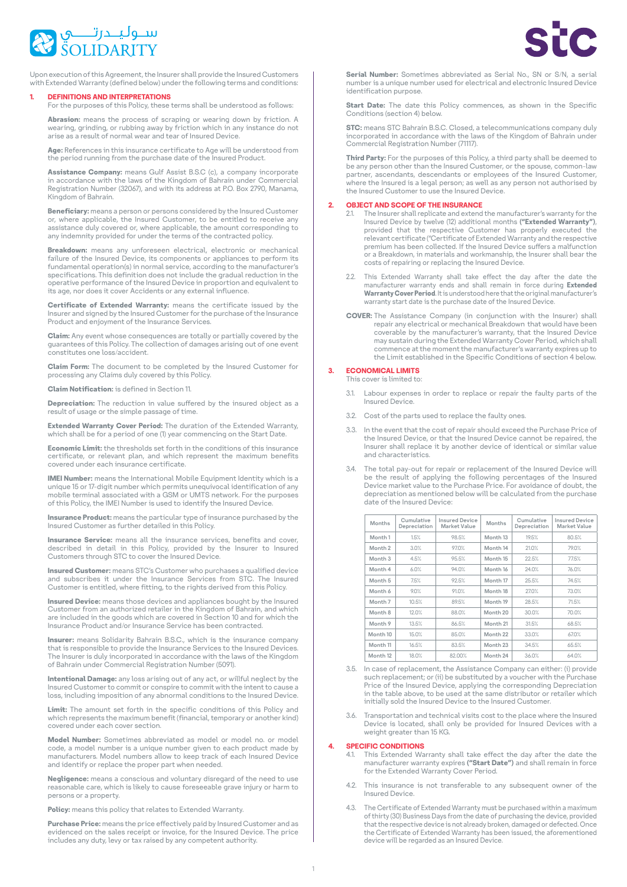Upon execution of this Agreement, the Insurer shall provide the Insured Customers with Extended Warranty (defined below) under the following terms and conditions:

## 1. DEFINITIONS AND INTERPRETATIONS

For the purposes of this Policy, these terms shall be understood as follows:

**Abrasion:** means the process of scraping or wearing down by friction. A wearing, grinding, or rubbing away by friction which in any instance do not arise as a result of normal wear and tear of Insured Device.

**Age:** References in this insurance certificate to Age will be understood from the period running from the purchase date of the Insured Product.

**Assistance Company:** means Gulf Assist B.S.C (c), a company incorporate in accordance with the laws of the Kingdom of Bahrain under Commercial Registration Number (32067), and with its address at P.O. Box 2790, Manama, Kingdom of Bahrain.

**Beneficiary:** means a person or persons considered by the Insured Customer or, where applicable, the Insured Customer, to be entitled to receive any assistance duly covered or, where applicable, the amount corresponding to any indemnity provided for under the terms of the contracted policy.

**Breakdown:** means any unforeseen electrical, electronic or mechanical failure of the Insured Device, its components or appliances to perform its fundamental operation(s) in normal service, according to the manufacturer's specifications. This definition does not include the gradual reduction in the operative performance of the Insured Device in proportion and equivalent to its age, nor does it cover Accidents or any external influence.

**Certificate of Extended Warranty:** means the certificate issued by the Insurer and signed by the Insured Customer for the purchase of the Insurance Product and enjoyment of the Insurance Services.

**Claim:** Any event whose consequences are totally or partially covered by the guarantees of this Policy. The collection of damages arising out of one event constitutes one loss/accident.

**Claim Form:** The document to be completed by the Insured Customer for processing any Claims duly covered by this Policy.

**Claim Notification:** is defined in Section 11.

**Depreciation:** The reduction in value suffered by the insured object as a result of usage or the simple passage of time.

**Extended Warranty Cover Period:** The duration of the Extended Warranty, which shall be for a period of one (1) year commencing on the Start Date.

**Economic Limit:** the thresholds set forth in the conditions of this insurance certificate, or relevant plan, and which represent the maximum benefits covered under each insurance certificate.

**IMEI Number:** means the International Mobile Equipment Identity which is a unique 15 or 17-digit number which permits unequivocal identification of any mobile terminal associated with a GSM or UMTS network. For the purposes of this Policy, the IMEI Number is used to identify the Insured Device.

**Insurance Product:** means the particular type of insurance purchased by the Insured Customer as further detailed in this Policy.

**Insurance Service:** means all the insurance services, benefits and cover, described in detail in this Policy, provided by the Insurer to Insured Customers through STC to cover the Insured Device.

**Insured Customer:** means STC's Customer who purchases a qualified device and subscribes it under the Insurance Services from STC. The Insured Customer is entitled, where fitting, to the rights derived from this Policy.

**Insured Device:** means those devices and appliances bought by the Insured Customer from an authorized retailer in the Kingdom of Bahrain, and which are included in the goods which are covered in Section 10 and for which the Insurance Product and/or Insurance Service has been contracted.

**Insurer:** means Solidarity Bahrain B.S.C., which is the insurance company that is responsible to provide the Insurance Services to the Insured Devices. The Insurer is duly incorporated in accordance with the laws of the Kingdom of Bahrain under Commercial Registration Number (5091).

**Intentional Damage:** any loss arising out of any act, or willful neglect by the Insured Customer to commit or conspire to commit with the intent to cause a loss, including imposition of any abnormal conditions to the Insured Device.

**Limit:** The amount set forth in the specific conditions of this Policy and which represents the maximum benefit (financial, temporary or another kind) covered under each cover section.

**Model Number:** Sometimes abbreviated as model or model no. or model code, a model number is a unique number given to each product made by manufacturers. Model numbers allow to keep track of each Insured Device and identify or replace the proper part when needed.

**Negligence:** means a conscious and voluntary disregard of the need to use reasonable care, which is likely to cause foreseeable grave injury or harm to persons or a property.

**Policy:** means this policy that relates to Extended Warranty.

**Purchase Price:** means the price effectively paid by Insured Customer and as evidenced on the sales receipt or invoice, for the Insured Device. The price includes any duty, levy or tax raised by any competent authority.

**Serial Number:** Sometimes abbreviated as Serial No., SN or S/N, a serial number is a unique number used for electrical and electronic Insured Device identification purpose.

**Start Date:** The date this Policy commences, as shown in the Specific Conditions (section 4) below.

**STC:** means STC Bahrain B.S.C. Closed, a telecommunications company duly incorporated in accordance with the laws of the Kingdom of Bahrain under Commercial Registration Number (71117).

**Third Party:** For the purposes of this Policy, a third party shall be deemed to be any person other than the Insured Customer, or the spouse, common-law partner, ascendants, descendants or employees of the Insured Customer, where the Insured is a legal person; as well as any person not authorised by the Insured Customer to use the Insured Device.

## 2. OBJECT AND SCOPE OF THE INSURANCE

2.1. The Insurer shall replicate and extend the manufacturer's warranty for the Insured Device by twelve (12) additional months **("Extended Warranty")**, provided that the respective Customer has properly executed the relevant certificate ("Certificate of Extended Warranty and the respective premium has been collected. If the Insured Device suffers a malfunction or a Breakdown, in materials and workmanship, the Insurer shall bear the costs of repairing or replacing the Insured Device.

2.2. This Extended Warranty shall take effect the day after the date the manufacturer warranty ends and shall remain in force during **Extended Warranty Cover Period**. It is understood here that the original manufacturer's warranty start date is the purchase date of the Insured Device.

**COVER:** The Assistance Company (in conjunction with the Insurer) shall repair any electrical or mechanical Breakdown that would have been coverable by the manufacturer's warranty, that the Insured Device may sustain during the Extended Warranty Cover Period, which shall commence at the moment the manufacturer's warranty expires up to the Limit established in the Specific Conditions of section 4 below.

## 3. ECONOMICAL LIMITS

This cover is limited to:

3.1. Labour expenses in order to replace or repair the faulty parts of the Insured Device.

3.2. Cost of the parts used to replace the faulty ones.

3.3. In the event that the cost of repair should exceed the Purchase Price of the Insured Device, or that the Insured Device cannot be repaired, the Insurer shall replace it by another device of identical or similar value and characteristics.

3.4. The total pay-out for repair or replacement of the Insured Device will be the result of applying the following percentages of the Insured Device market value to the Purchase Price. For avoidance of doubt, the depreciation as mentioned below will be calculated from the purchase date of the Insured Device:

| Months | Cumulative Depreciation | Insured Device Market Value | Months | Cumulative Depreciation | Insured Device Market Value |
|---|---|---|---|---|---|
| Month 1 | 1.5% | 98.5% | Month 13 | 19.5% | 80.5% |
| Month 2 | 3.0% | 97.0% | Month 14 | 21.0% | 79.0% |
| Month 3 | 4.5% | 95.5% | Month 15 | 22.5% | 77.5% |
| Month 4 | 6.0% | 94.0% | Month 16 | 24.0% | 76.0% |
| Month 5 | 7.5% | 92.5% | Month 17 | 25.5% | 74.5% |
| Month 6 | 9.0% | 91.0% | Month 18 | 27.0% | 73.0% |
| Month 7 | 10.5% | 89.5% | Month 19 | 28.5% | 71.5% |
| Month 8 | 12.0% | 88.0% | Month 20 | 30.0% | 70.0% |
| Month 9 | 13.5% | 86.5% | Month 21 | 31.5% | 68.5% |
| Month 10 | 15.0% | 85.0% | Month 22 | 33.0% | 67.0% |
| Month 11 | 16.5% | 83.5% | Month 23 | 34.5% | 65.5% |
| Month 12 | 18.0% | 82.00% | Month 24 | 36.0% | 64.0% |

3.5. In case of replacement, the Assistance Company can either: (i) provide such replacement; or (ii) be substituted by a voucher with the Purchase Price of the Insured Device, applying the corresponding Depreciation in the table above, to be used at the same distributor or retailer which initially sold the Insured Device to the Insured Customer.

3.6. Transportation and technical visits cost to the place where the Insured Device is located, shall only be provided for Insured Devices with a weight greater than 15 KG.

## 4. SPECIFIC CONDITIONS

4.1. This Extended Warranty shall take effect the day after the date the manufacturer warranty expires **("Start Date")** and shall remain in force for the Extended Warranty Cover Period.

4.2. This insurance is not transferable to any subsequent owner of the Insured Device.

4.3. The Certificate of Extended Warranty must be purchased within a maximum of thirty (30) Business Days from the date of purchasing the device, provided that the respective device is not already broken, damaged or defected. Once the Certificate of Extended Warranty has been issued, the aforementioned device will be regarded as an Insured Device.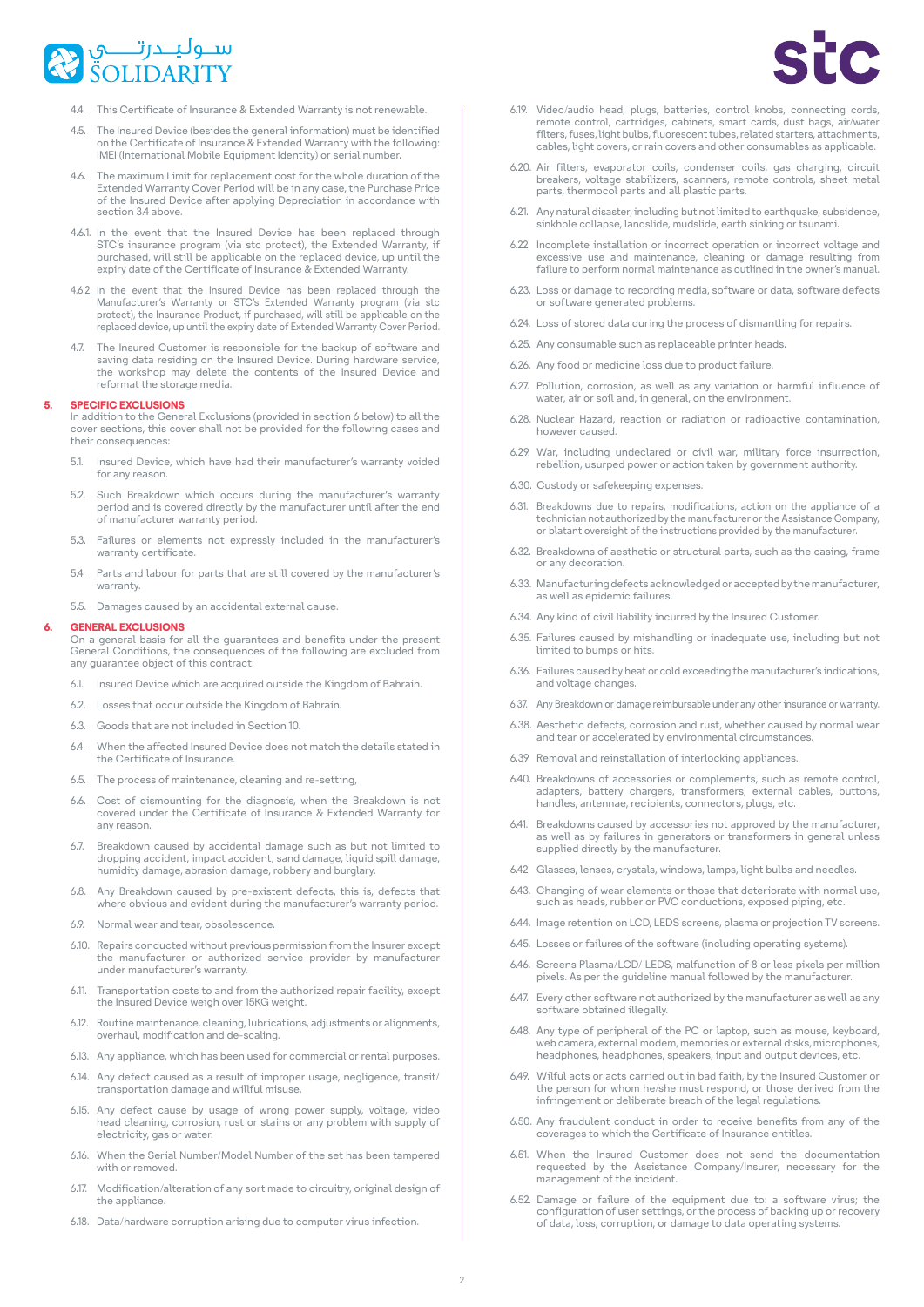4.4. This Certificate of Insurance & Extended Warranty is not renewable.

4.5. The Insured Device (besides the general information) must be identified on the Certificate of Insurance & Extended Warranty with the following: IMEI (International Mobile Equipment Identity) or serial number.

4.6. The maximum Limit for replacement cost for the whole duration of the Extended Warranty Cover Period will be in any case, the Purchase Price of the Insured Device after applying Depreciation in accordance with section 3.4 above.

4.6.1. In the event that the Insured Device has been replaced through STC's insurance program (via stc protect), the Extended Warranty, if purchased, will still be applicable on the replaced device, up until the expiry date of the Certificate of Insurance & Extended Warranty.

4.6.2. In the event that the Insured Device has been replaced through the Manufacturer's Warranty or STC's Extended Warranty program (via stc protect), the Insurance Product, if purchased, will still be applicable on the replaced device, up until the expiry date of Extended Warranty Cover Period.

4.7. The Insured Customer is responsible for the backup of software and saving data residing on the Insured Device. During hardware service, the workshop may delete the contents of the Insured Device and reformat the storage media.

## 5. SPECIFIC EXCLUSIONS

In addition to the General Exclusions (provided in section 6 below) to all the cover sections, this cover shall not be provided for the following cases and their consequences:

5.1. Insured Device, which have had their manufacturer's warranty voided for any reason.

5.2. Such Breakdown which occurs during the manufacturer's warranty period and is covered directly by the manufacturer until after the end of manufacturer warranty period.

5.3. Failures or elements not expressly included in the manufacturer's warranty certificate.

5.4. Parts and labour for parts that are still covered by the manufacturer's warranty.

5.5. Damages caused by an accidental external cause.

## 6. GENERAL EXCLUSIONS

On a general basis for all the guarantees and benefits under the present General Conditions, the consequences of the following are excluded from any guarantee object of this contract:

6.1. Insured Device which are acquired outside the Kingdom of Bahrain.

6.2. Losses that occur outside the Kingdom of Bahrain.

6.3. Goods that are not included in Section 10.

6.4. When the affected Insured Device does not match the details stated in the Certificate of Insurance.

6.5. The process of maintenance, cleaning and re-setting,

6.6. Cost of dismounting for the diagnosis, when the Breakdown is not covered under the Certificate of Insurance & Extended Warranty for any reason.

6.7. Breakdown caused by accidental damage such as but not limited to dropping accident, impact accident, sand damage, liquid spill damage, humidity damage, abrasion damage, robbery and burglary.

6.8. Any Breakdown caused by pre-existent defects, this is, defects that where obvious and evident during the manufacturer's warranty period.

6.9. Normal wear and tear, obsolescence.

6.10. Repairs conducted without previous permission from the Insurer except the manufacturer or authorized service provider by manufacturer under manufacturer's warranty.

6.11. Transportation costs to and from the authorized repair facility, except the Insured Device weigh over 15KG weight.

6.12. Routine maintenance, cleaning, lubrications, adjustments or alignments, overhaul, modification and de-scaling.

6.13. Any appliance, which has been used for commercial or rental purposes.

6.14. Any defect caused as a result of improper usage, negligence, transit/ transportation damage and willful misuse.

6.15. Any defect cause by usage of wrong power supply, voltage, video head cleaning, corrosion, rust or stains or any problem with supply of electricity, gas or water.

6.16. When the Serial Number/Model Number of the set has been tampered with or removed.

6.17. Modification/alteration of any sort made to circuitry, original design of the appliance.

6.18. Data/hardware corruption arising due to computer virus infection.

6.19. Video/audio head, plugs, batteries, control knobs, connecting cords, remote control, cartridges, cabinets, smart cards, dust bags, air/water filters, fuses, light bulbs, fluorescent tubes, related starters, attachments, cables, light covers, or rain covers and other consumables as applicable.

6.20. Air filters, evaporator coils, condenser coils, gas charging, circuit breakers, voltage stabilizers, scanners, remote controls, sheet metal parts, thermocol parts and all plastic parts.

6.21. Any natural disaster, including but not limited to earthquake, subsidence, sinkhole collapse, landslide, mudslide, earth sinking or tsunami.

6.22. Incomplete installation or incorrect operation or incorrect voltage and excessive use and maintenance, cleaning or damage resulting from failure to perform normal maintenance as outlined in the owner's manual.

6.23. Loss or damage to recording media, software or data, software defects or software generated problems.

6.24. Loss of stored data during the process of dismantling for repairs.

6.25. Any consumable such as replaceable printer heads.

6.26. Any food or medicine loss due to product failure.

6.27. Pollution, corrosion, as well as any variation or harmful influence of water, air or soil and, in general, on the environment.

6.28. Nuclear Hazard, reaction or radiation or radioactive contamination, however caused.

6.29. War, including undeclared or civil war, military force insurrection, rebellion, usurped power or action taken by government authority.

6.30. Custody or safekeeping expenses.

6.31. Breakdowns due to repairs, modifications, action on the appliance of a technician not authorized by the manufacturer or the Assistance Company, or blatant oversight of the instructions provided by the manufacturer.

6.32. Breakdowns of aesthetic or structural parts, such as the casing, frame or any decoration.

6.33. Manufacturing defects acknowledged or accepted by the manufacturer, as well as epidemic failures.

6.34. Any kind of civil liability incurred by the Insured Customer.

6.35. Failures caused by mishandling or inadequate use, including but not limited to bumps or hits.

6.36. Failures caused by heat or cold exceeding the manufacturer's indications, and voltage changes.

6.37. Any Breakdown or damage reimbursable under any other insurance or warranty.

6.38. Aesthetic defects, corrosion and rust, whether caused by normal wear and tear or accelerated by environmental circumstances.

6.39. Removal and reinstallation of interlocking appliances.

6.40. Breakdowns of accessories or complements, such as remote control, adapters, battery chargers, transformers, external cables, buttons, handles, antennae, recipients, connectors, plugs, etc.

6.41. Breakdowns caused by accessories not approved by the manufacturer, as well as by failures in generators or transformers in general unless supplied directly by the manufacturer.

6.42. Glasses, lenses, crystals, windows, lamps, light bulbs and needles.

6.43. Changing of wear elements or those that deteriorate with normal use, such as heads, rubber or PVC conductions, exposed piping, etc.

6.44. Image retention on LCD, LEDS screens, plasma or projection TV screens.

6.45. Losses or failures of the software (including operating systems).

6.46. Screens Plasma/LCD/ LEDS, malfunction of 8 or less pixels per million pixels. As per the guideline manual followed by the manufacturer.

6.47. Every other software not authorized by the manufacturer as well as any software obtained illegally.

6.48. Any type of peripheral of the PC or laptop, such as mouse, keyboard, web camera, external modem, memories or external disks, microphones, headphones, headphones, speakers, input and output devices, etc.

6.49. Wilful acts or acts carried out in bad faith, by the Insured Customer or the person for whom he/she must respond, or those derived from the infringement or deliberate breach of the legal regulations.

6.50. Any fraudulent conduct in order to receive benefits from any of the coverages to which the Certificate of Insurance entitles.

6.51. When the Insured Customer does not send the documentation requested by the Assistance Company/Insurer, necessary for the management of the incident.

6.52. Damage or failure of the equipment due to: a software virus; the configuration of user settings, or the process of backing up or recovery of data, loss, corruption, or damage to data operating systems.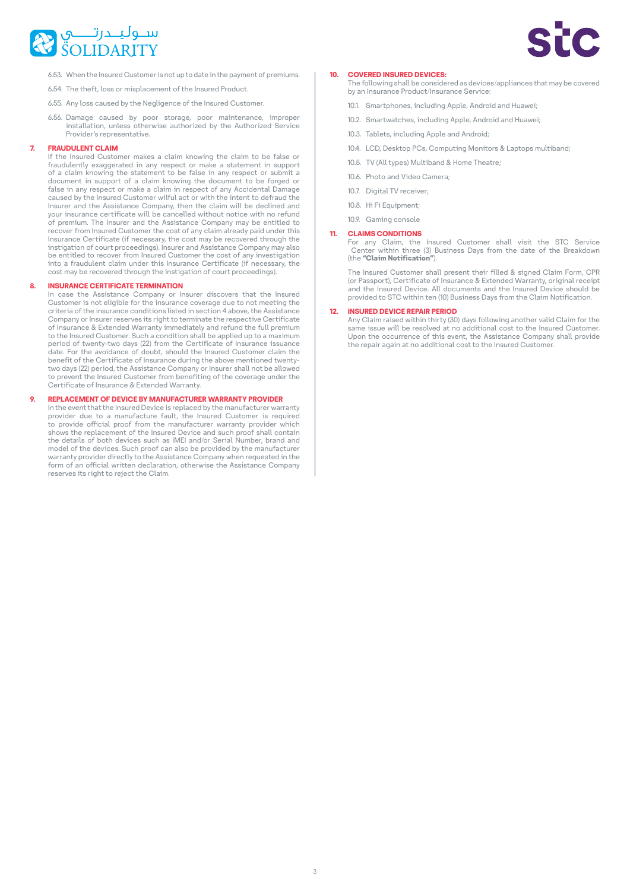6.53. When the Insured Customer is not up to date in the payment of premiums.

6.54. The theft, loss or misplacement of the Insured Product.

6.55. Any loss caused by the Negligence of the Insured Customer.

6.56. Damage caused by poor storage, poor maintenance, improper installation, unless otherwise authorized by the Authorized Service Provider's representative.

## 7. FRAUDULENT CLAIM

If the Insured Customer makes a claim knowing the claim to be false or fraudulently exaggerated in any respect or make a statement in support of a claim knowing the statement to be false in any respect or submit a document in support of a claim knowing the document to be forged or false in any respect or make a claim in respect of any Accidental Damage caused by the Insured Customer wilful act or with the intent to defraud the Insurer and the Assistance Company, then the claim will be declined and your insurance certificate will be cancelled without notice with no refund of premium. The Insurer and the Assistance Company may be entitled to recover from Insured Customer the cost of any claim already paid under this Insurance Certificate (if necessary, the cost may be recovered through the instigation of court proceedings). Insurer and Assistance Company may also be entitled to recover from Insured Customer the cost of any investigation into a fraudulent claim under this Insurance Certificate (if necessary, the cost may be recovered through the instigation of court proceedings).

## 8. INSURANCE CERTIFICATE TERMINATION

In case the Assistance Company or Insurer discovers that the Insured Customer is not eligible for the insurance coverage due to not meeting the criteria of the insurance conditions listed in section 4 above, the Assistance Company or Insurer reserves its right to terminate the respective Certificate of Insurance & Extended Warranty immediately and refund the full premium to the Insured Customer. Such a condition shall be applied up to a maximum period of twenty-two days (22) from the Certificate of Insurance issuance date. For the avoidance of doubt, should the Insured Customer claim the benefit of the Certificate of Insurance during the above mentioned twenty-two days (22) period, the Assistance Company or Insurer shall not be allowed to prevent the Insured Customer from benefiting of the coverage under the Certificate of Insurance & Extended Warranty.

## 9. REPLACEMENT OF DEVICE BY MANUFACTURER WARRANTY PROVIDER

In the event that the Insured Device is replaced by the manufacturer warranty provider due to a manufacture fault, the Insured Customer is required to provide official proof from the manufacturer warranty provider which shows the replacement of the Insured Device and such proof shall contain the details of both devices such as IMEI and/or Serial Number, brand and model of the devices. Such proof can also be provided by the manufacturer warranty provider directly to the Assistance Company when requested in the form of an official written declaration, otherwise the Assistance Company reserves its right to reject the Claim.

## 10. COVERED INSURED DEVICES:

The following shall be considered as devices/appliances that may be covered by an Insurance Product/Insurance Service:

10.1. Smartphones, including Apple, Android and Huawei;

10.2. Smartwatches, including Apple, Android and Huawei;

10.3. Tablets, including Apple and Android;

10.4. LCD, Desktop PCs, Computing Monitors & Laptops multiband;

10.5. TV (All types) Multiband & Home Theatre;

10.6. Photo and Video Camera;

10.7. Digital TV receiver;

10.8. Hi Fi Equipment;

10.9. Gaming console

## 11. CLAIMS CONDITIONS

For any Claim, the Insured Customer shall visit the STC Service Center within three (3) Business Days from the date of the Breakdown (the **"Claim Notification"**).

The Insured Customer shall present their filled & signed Claim Form, CPR (or Passport), Certificate of Insurance & Extended Warranty, original receipt and the Insured Device. All documents and the Insured Device should be provided to STC within ten (10) Business Days from the Claim Notification.

## 12. INSURED DEVICE REPAIR PERIOD

Any Claim raised within thirty (30) days following another valid Claim for the same issue will be resolved at no additional cost to the Insured Customer. Upon the occurrence of this event, the Assistance Company shall provide the repair again at no additional cost to the Insured Customer.